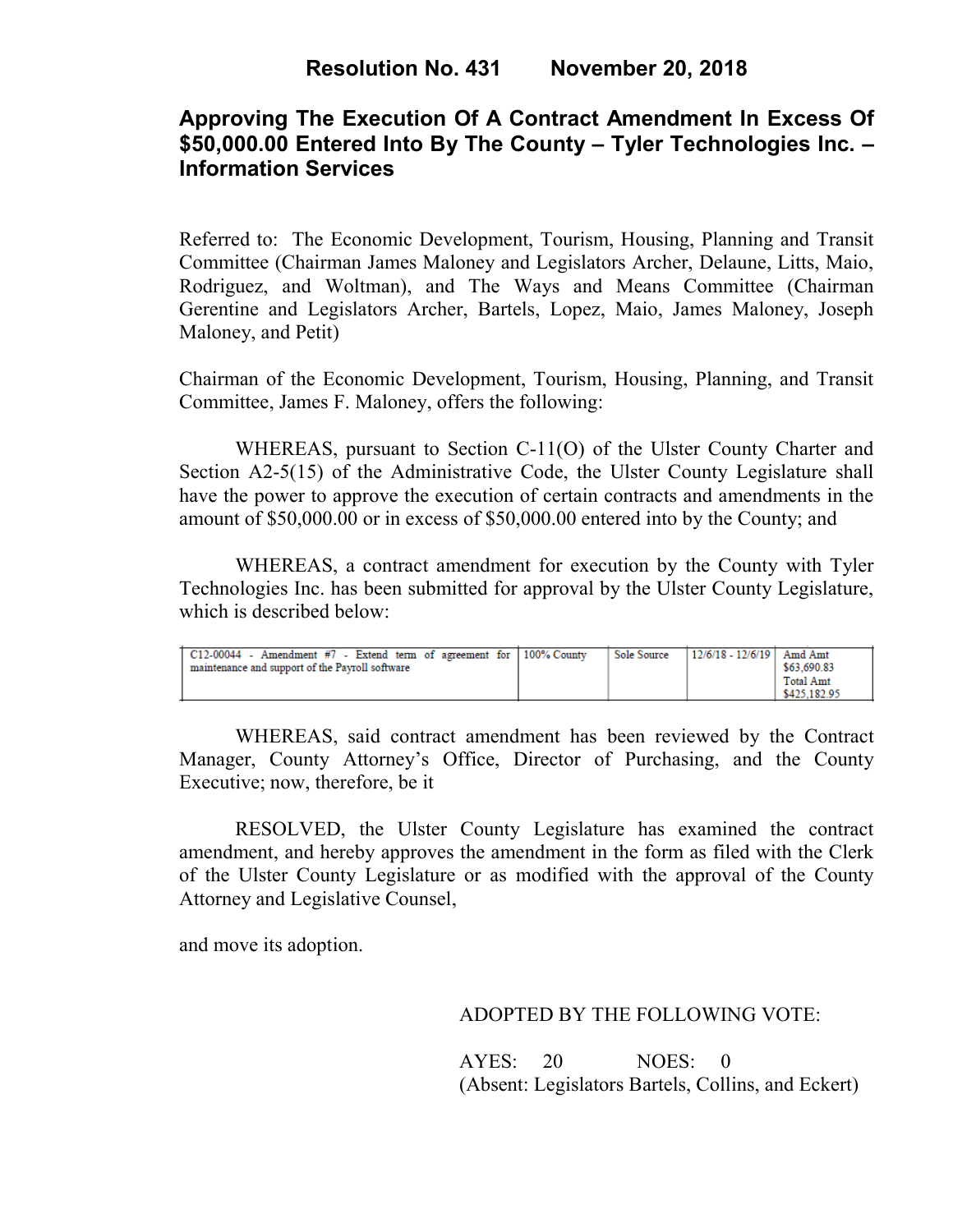**Resolution No. 431 November 20, 2018**

# Approving The Execution Of A Contract Amendment In Excess Of $50,000.00 Entered Into By The County – Tyler Technologies Inc. – Information Services

Referred to: The Economic Development, Tourism, Housing, Planning and Transit Committee (Chairman James Maloney and Legislators Archer, Delaune, Litts, Maio, Rodriguez, and Woltman), and The Ways and Means Committee (Chairman Gerentine and Legislators Archer, Bartels, Lopez, Maio, James Maloney, Joseph Maloney, and Petit)

Chairman of the Economic Development, Tourism, Housing, Planning, and Transit Committee, James F. Maloney, offers the following:

WHEREAS, pursuant to Section C-11(O) of the Ulster County Charter and Section A2-5(15) of the Administrative Code, the Ulster County Legislature shall have the power to approve the execution of certain contracts and amendments in the amount of $50,000.00 or in excess of $50,000.00 entered into by the County; and

WHEREAS, a contract amendment for execution by the County with Tyler Technologies Inc. has been submitted for approval by the Ulster County Legislature, which is described below:

| | | | | |
|---|---|---|---|---|
| C12-00044 - Amendment #7 - Extend term of agreement for maintenance and support of the Payroll software | 100% County | Sole Source | 12/6/18 - 12/6/19 | Amd Amt $63,690.83 Total Amt $425,182.95 |

WHEREAS, said contract amendment has been reviewed by the Contract Manager, County Attorney's Office, Director of Purchasing, and the County Executive; now, therefore, be it

RESOLVED, the Ulster County Legislature has examined the contract amendment, and hereby approves the amendment in the form as filed with the Clerk of the Ulster County Legislature or as modified with the approval of the County Attorney and Legislative Counsel,

and move its adoption.

ADOPTED BY THE FOLLOWING VOTE:

AYES: 20 NOES: 0
(Absent: Legislators Bartels, Collins, and Eckert)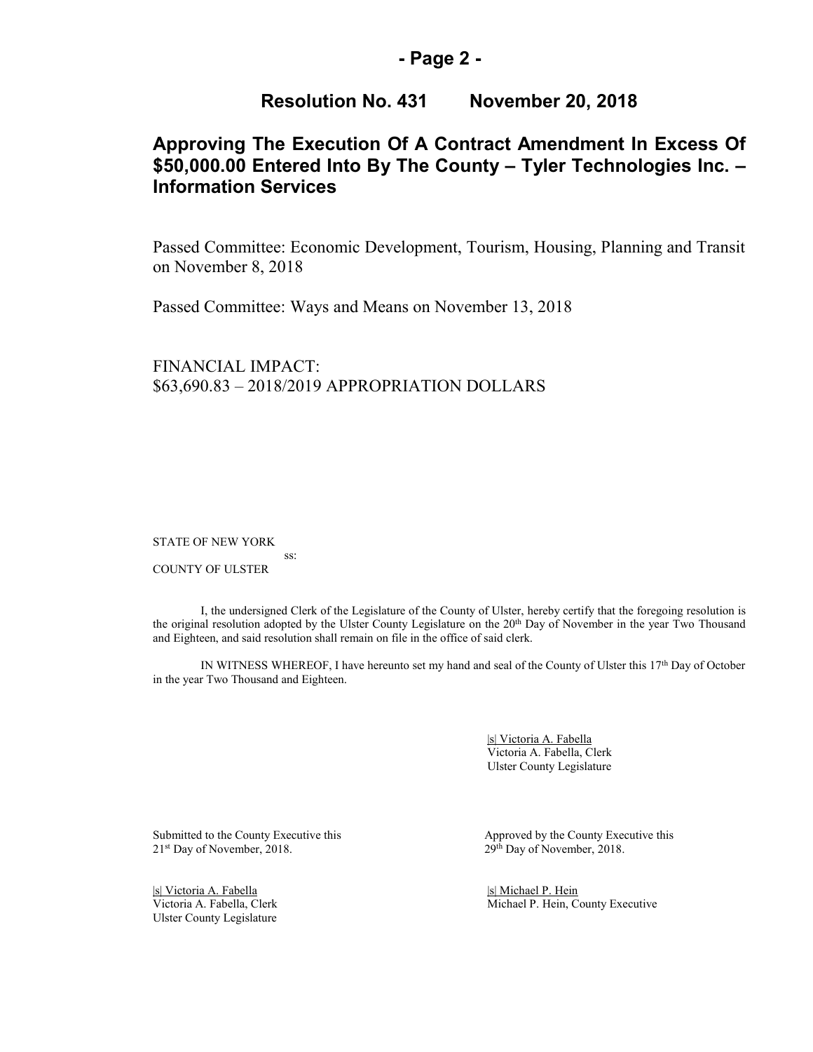## Resolution No. 431 November 20, 2018

## Approving The Execution Of A Contract Amendment In Excess Of $50,000.00 Entered Into By The County – Tyler Technologies Inc. – Information Services

Passed Committee: Economic Development, Tourism, Housing, Planning and Transit on November 8, 2018

Passed Committee: Ways and Means on November 13, 2018

FINANCIAL IMPACT:
$63,690.83 – 2018/2019 APPROPRIATION DOLLARS

STATE OF NEW YORK
ss:
COUNTY OF ULSTER

I, the undersigned Clerk of the Legislature of the County of Ulster, hereby certify that the foregoing resolution is the original resolution adopted by the Ulster County Legislature on the 20th Day of November in the year Two Thousand and Eighteen, and said resolution shall remain on file in the office of said clerk.

IN WITNESS WHEREOF, I have hereunto set my hand and seal of the County of Ulster this 17th Day of October in the year Two Thousand and Eighteen.

|s| Victoria A. Fabella
Victoria A. Fabella, Clerk
Ulster County Legislature

Submitted to the County Executive this 21st Day of November, 2018.

|s| Victoria A. Fabella
Victoria A. Fabella, Clerk
Ulster County Legislature

Approved by the County Executive this 29th Day of November, 2018.

|s| Michael P. Hein
Michael P. Hein, County Executive